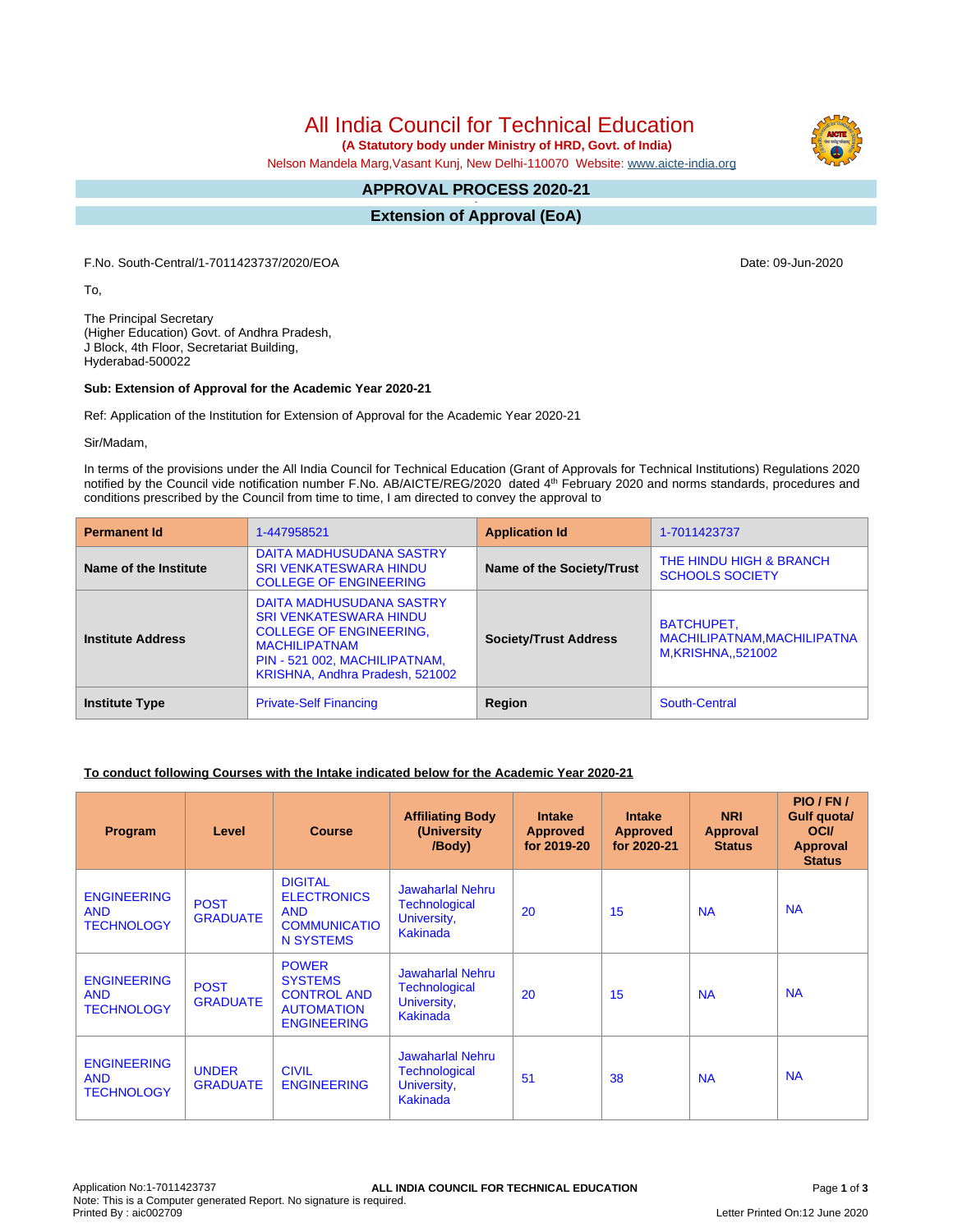# All India Council for Technical Education

**(A Statutory body under Ministry of HRD, Govt. of India)**

Nelson Mandela Marg,Vasant Kunj, New Delhi-110070 Website: www.aicte-india.org

## APPROVAL PROCESS 2020-21

## Extension of Approval (EoA)

F.No. South-Central/1-7011423737/2020/EOA

Date: 09-Jun-2020

To,

The Principal Secretary
(Higher Education) Govt. of Andhra Pradesh,
J Block, 4th Floor, Secretariat Building,
Hyderabad-500022

**Sub: Extension of Approval for the Academic Year 2020-21**

Ref: Application of the Institution for Extension of Approval for the Academic Year 2020-21

Sir/Madam,

In terms of the provisions under the All India Council for Technical Education (Grant of Approvals for Technical Institutions) Regulations 2020 notified by the Council vide notification number F.No. AB/AICTE/REG/2020 dated 4th February 2020 and norms standards, procedures and conditions prescribed by the Council from time to time, I am directed to convey the approval to

| **Permanent Id** | 1-447958521 | **Application Id** | 1-7011423737 |
|---|---|---|---|
| **Name of the Institute** | DAITA MADHUSUDANA SASTRY SRI VENKATESWARA HINDU COLLEGE OF ENGINEERING | **Name of the Society/Trust** | THE HINDU HIGH & BRANCH SCHOOLS SOCIETY |
| **Institute Address** | DAITA MADHUSUDANA SASTRY SRI VENKATESWARA HINDU COLLEGE OF ENGINEERING, MACHILIPATNAM PIN - 521 002, MACHILIPATNAM, KRISHNA, Andhra Pradesh, 521002 | **Society/Trust Address** | BATCHUPET, MACHILIPATNAM,MACHILIPATNAM,KRISHNA,,521002 |
| **Institute Type** | Private-Self Financing | **Region** | South-Central |

**To conduct following Courses with the Intake indicated below for the Academic Year 2020-21**

| Program | Level | Course | Affiliating Body (University /Body) | Intake Approved for 2019-20 | Intake Approved for 2020-21 | NRI Approval Status | PIO / FN / Gulf quota/ OCI/ Approval Status |
|---|---|---|---|---|---|---|---|
| ENGINEERING AND TECHNOLOGY | POST GRADUATE | DIGITAL ELECTRONICS AND COMMUNICATION SYSTEMS | Jawaharlal Nehru Technological University, Kakinada | 20 | 15 | NA | NA |
| ENGINEERING AND TECHNOLOGY | POST GRADUATE | POWER SYSTEMS CONTROL AND AUTOMATION ENGINEERING | Jawaharlal Nehru Technological University, Kakinada | 20 | 15 | NA | NA |
| ENGINEERING AND TECHNOLOGY | UNDER GRADUATE | CIVIL ENGINEERING | Jawaharlal Nehru Technological University, Kakinada | 51 | 38 | NA | NA |

Application No:1-7011423737
Note: This is a Computer generated Report. No signature is required.
Printed By : aic002709

Letter Printed On:12 June 2020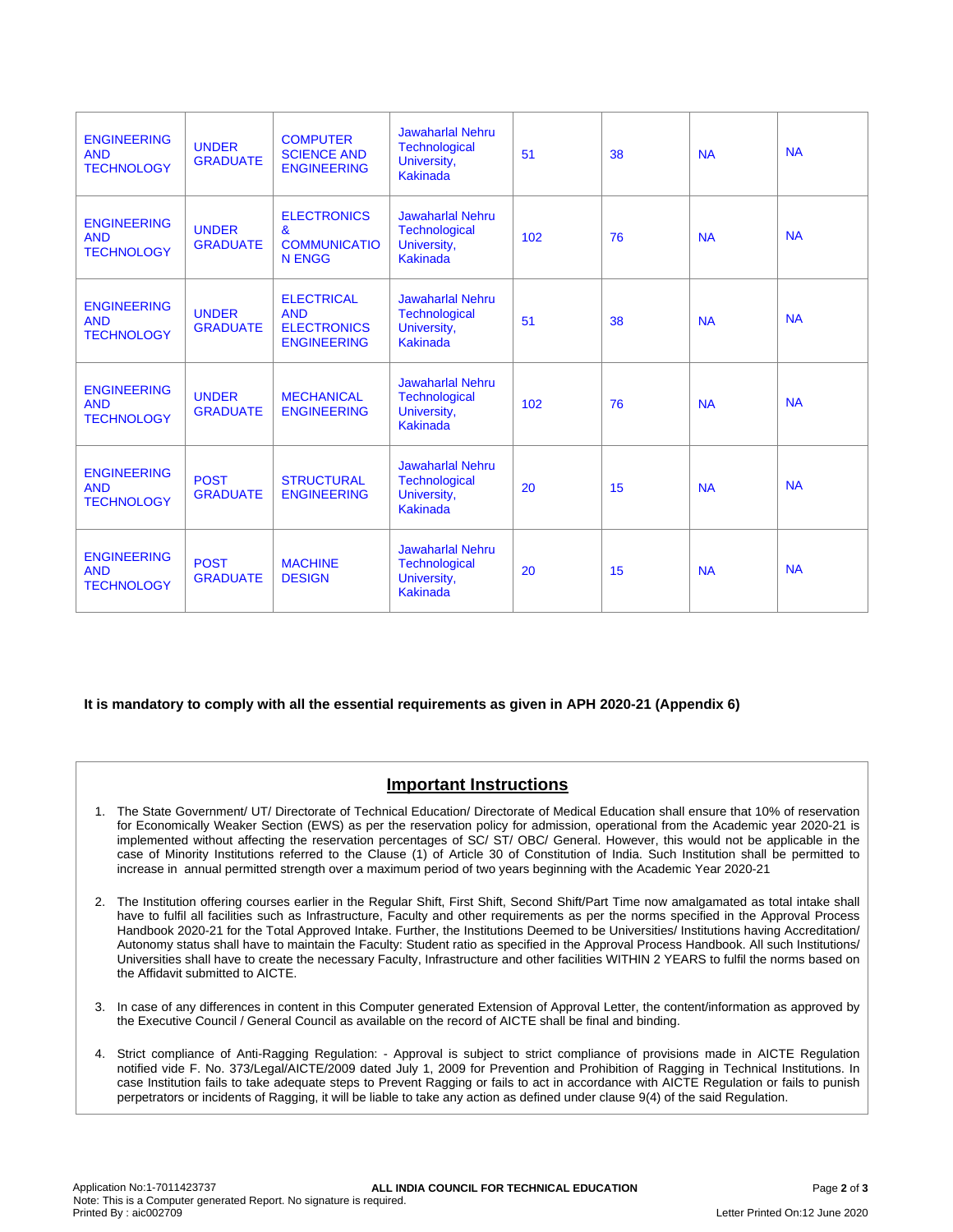| | | | | | | | |
|---|---|---|---|---|---|---|---|
| ENGINEERING AND TECHNOLOGY | UNDER GRADUATE | COMPUTER SCIENCE AND ENGINEERING | Jawaharlal Nehru Technological University, Kakinada | 51 | 38 | NA | NA |
| ENGINEERING AND TECHNOLOGY | UNDER GRADUATE | ELECTRONICS & COMMUNICATION ENGG | Jawaharlal Nehru Technological University, Kakinada | 102 | 76 | NA | NA |
| ENGINEERING AND TECHNOLOGY | UNDER GRADUATE | ELECTRICAL AND ELECTRONICS ENGINEERING | Jawaharlal Nehru Technological University, Kakinada | 51 | 38 | NA | NA |
| ENGINEERING AND TECHNOLOGY | UNDER GRADUATE | MECHANICAL ENGINEERING | Jawaharlal Nehru Technological University, Kakinada | 102 | 76 | NA | NA |
| ENGINEERING AND TECHNOLOGY | POST GRADUATE | STRUCTURAL ENGINEERING | Jawaharlal Nehru Technological University, Kakinada | 20 | 15 | NA | NA |
| ENGINEERING AND TECHNOLOGY | POST GRADUATE | MACHINE DESIGN | Jawaharlal Nehru Technological University, Kakinada | 20 | 15 | NA | NA |

**It is mandatory to comply with all the essential requirements as given in APH 2020-21 (Appendix 6)**

## Important Instructions

1. The State Government/ UT/ Directorate of Technical Education/ Directorate of Medical Education shall ensure that 10% of reservation for Economically Weaker Section (EWS) as per the reservation policy for admission, operational from the Academic year 2020-21 is implemented without affecting the reservation percentages of SC/ ST/ OBC/ General. However, this would not be applicable in the case of Minority Institutions referred to the Clause (1) of Article 30 of Constitution of India. Such Institution shall be permitted to increase in annual permitted strength over a maximum period of two years beginning with the Academic Year 2020-21

2. The Institution offering courses earlier in the Regular Shift, First Shift, Second Shift/Part Time now amalgamated as total intake shall have to fulfil all facilities such as Infrastructure, Faculty and other requirements as per the norms specified in the Approval Process Handbook 2020-21 for the Total Approved Intake. Further, the Institutions Deemed to be Universities/ Institutions having Accreditation/ Autonomy status shall have to maintain the Faculty: Student ratio as specified in the Approval Process Handbook. All such Institutions/ Universities shall have to create the necessary Faculty, Infrastructure and other facilities WITHIN 2 YEARS to fulfil the norms based on the Affidavit submitted to AICTE.

3. In case of any differences in content in this Computer generated Extension of Approval Letter, the content/information as approved by the Executive Council / General Council as available on the record of AICTE shall be final and binding.

4. Strict compliance of Anti-Ragging Regulation: - Approval is subject to strict compliance of provisions made in AICTE Regulation notified vide F. No. 373/Legal/AICTE/2009 dated July 1, 2009 for Prevention and Prohibition of Ragging in Technical Institutions. In case Institution fails to take adequate steps to Prevent Ragging or fails to act in accordance with AICTE Regulation or fails to punish perpetrators or incidents of Ragging, it will be liable to take any action as defined under clause 9(4) of the said Regulation.

Application No:1-7011423737
Note: This is a Computer generated Report. No signature is required.
Printed By : aic002709
Letter Printed On:12 June 2020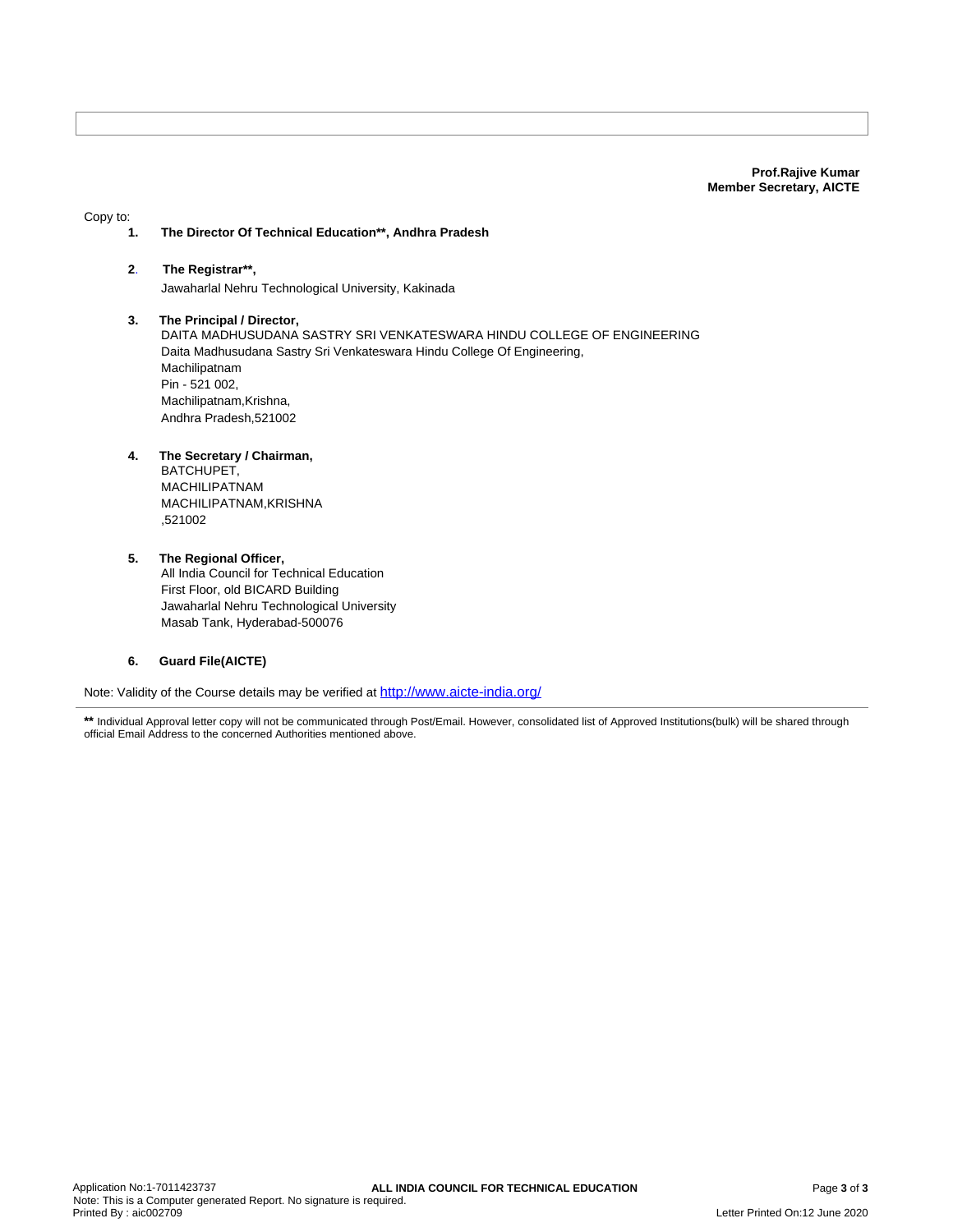**Prof.Rajive Kumar**
**Member Secretary, AICTE**

Copy to:

1. **The Director Of Technical Education**, Andhra Pradesh**

2. **The Registrar**,**
   Jawaharlal Nehru Technological University, Kakinada

3. **The Principal / Director,**
   DAITA MADHUSUDANA SASTRY SRI VENKATESWARA HINDU COLLEGE OF ENGINEERING
   Daita Madhusudana Sastry Sri Venkateswara Hindu College Of Engineering,
   Machilipatnam
   Pin - 521 002,
   Machilipatnam,Krishna,
   Andhra Pradesh,521002

4. **The Secretary / Chairman,**
   BATCHUPET,
   MACHILIPATNAM
   MACHILIPATNAM,KRISHNA
   ,521002

5. **The Regional Officer,**
   All India Council for Technical Education
   First Floor, old BICARD Building
   Jawaharlal Nehru Technological University
   Masab Tank, Hyderabad-500076

6. **Guard File(AICTE)**

Note: Validity of the Course details may be verified at http://www.aicte-india.org/

---

**\*\*** Individual Approval letter copy will not be communicated through Post/Email. However, consolidated list of Approved Institutions(bulk) will be shared through official Email Address to the concerned Authorities mentioned above.

Application No:1-7011423737

**ALL INDIA COUNCIL FOR TECHNICAL EDUCATION**

Note: This is a Computer generated Report. No signature is required.

Printed By : aic002709

Letter Printed On:12 June 2020